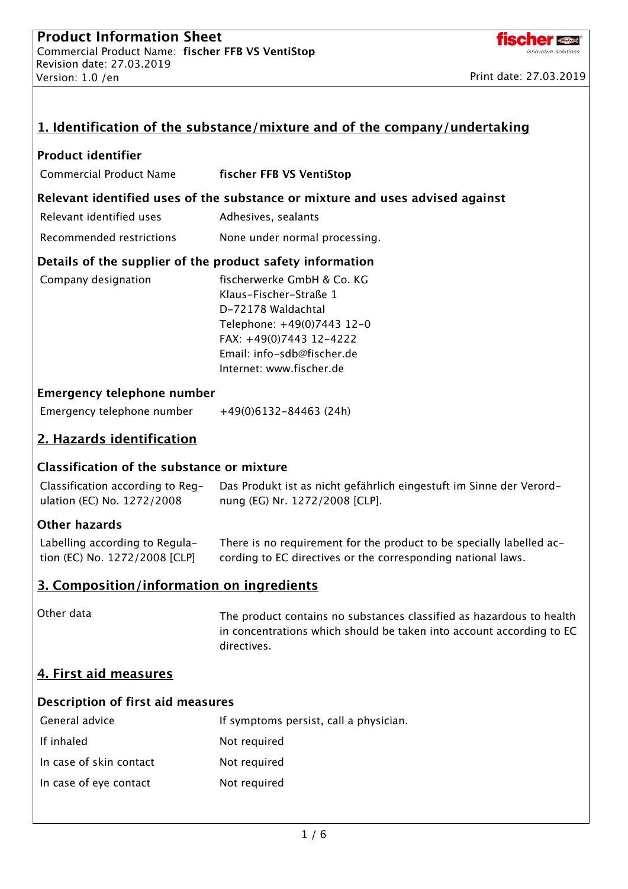# Product Information Sheet

Commercial Product Name: **fischer FFB VS VentiStop**
Revision date: 27.03.2019
Version: 1.0 /en

Print date: 27.03.2019

## 1. Identification of the substance/mixture and of the company/undertaking

### Product identifier

| | |
|---|---|
| Commercial Product Name | **fischer FFB VS VentiStop** |

### Relevant identified uses of the substance or mixture and uses advised against

| | |
|---|---|
| Relevant identified uses | Adhesives, sealants |
| Recommended restrictions | None under normal processing. |

### Details of the supplier of the product safety information

| | |
|---|---|
| Company designation | fischerwerke GmbH & Co. KG<br>Klaus-Fischer-Straße 1<br>D-72178 Waldachtal<br>Telephone: +49(0)7443 12-0<br>FAX: +49(0)7443 12-4222<br>Email: info-sdb@fischer.de<br>Internet: www.fischer.de |

### Emergency telephone number

| | |
|---|---|
| Emergency telephone number | +49(0)6132-84463 (24h) |

## 2. Hazards identification

### Classification of the substance or mixture

| | |
|---|---|
| Classification according to Regulation (EC) No. 1272/2008 | Das Produkt ist as nicht gefährlich eingestuft im Sinne der Verordnung (EG) Nr. 1272/2008 [CLP]. |

### Other hazards

| | |
|---|---|
| Labelling according to Regulation (EC) No. 1272/2008 [CLP] | There is no requirement for the product to be specially labelled according to EC directives or the corresponding national laws. |

## 3. Composition/information on ingredients

| | |
|---|---|
| Other data | The product contains no substances classified as hazardous to health in concentrations which should be taken into account according to EC directives. |

## 4. First aid measures

### Description of first aid measures

| | |
|---|---|
| General advice | If symptoms persist, call a physician. |
| If inhaled | Not required |
| In case of skin contact | Not required |
| In case of eye contact | Not required |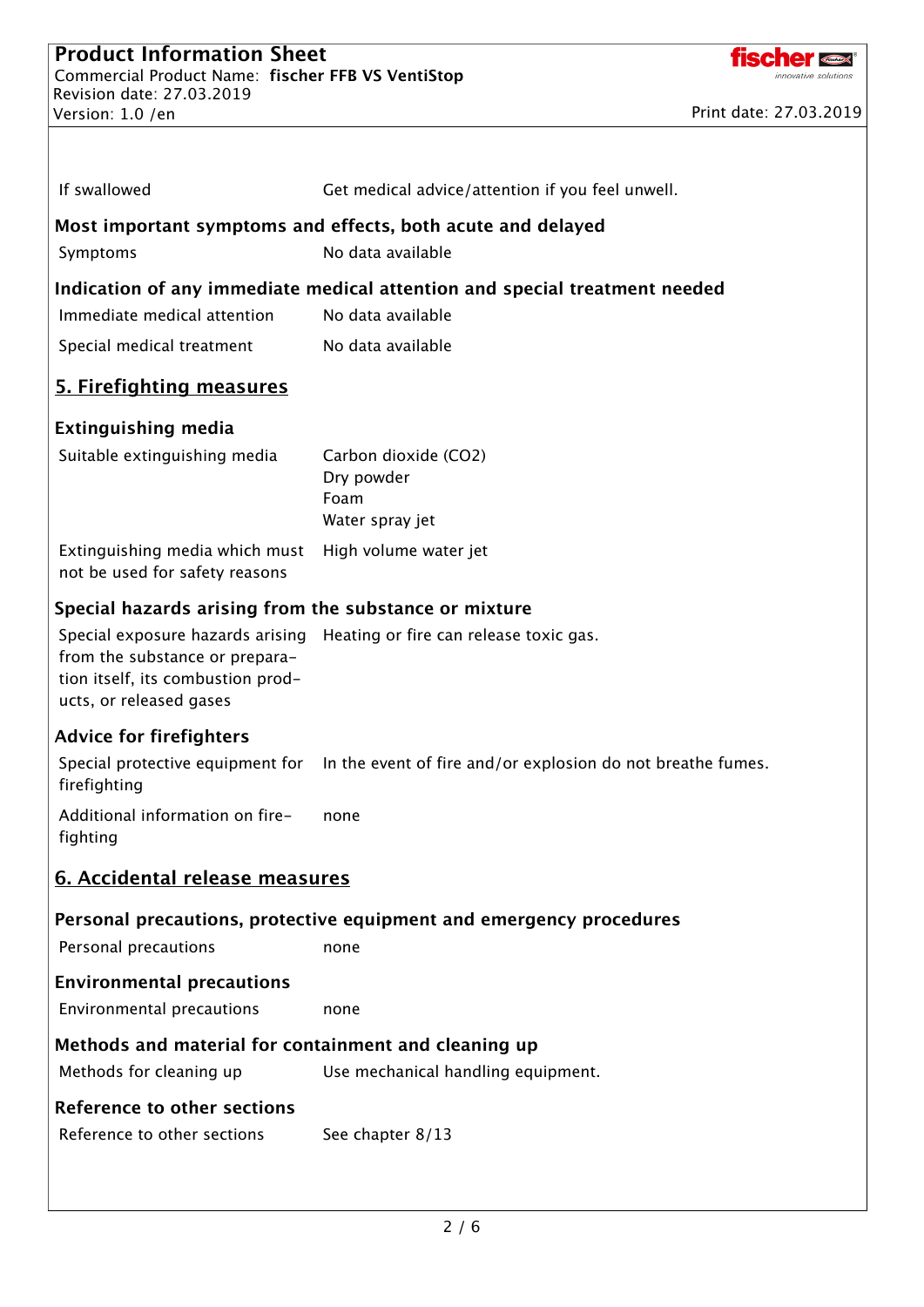| | |
|---|---|
| If swallowed | Get medical advice/attention if you feel unwell. |

### Most important symptoms and effects, both acute and delayed

| | |
|---|---|
| Symptoms | No data available |

### Indication of any immediate medical attention and special treatment needed

| | |
|---|---|
| Immediate medical attention | No data available |
| Special medical treatment | No data available |

## 5. Firefighting measures

### Extinguishing media

| | |
|---|---|
| Suitable extinguishing media | Carbon dioxide ($CO_2$)<br>Dry powder<br>Foam<br>Water spray jet |
| Extinguishing media which must not be used for safety reasons | High volume water jet |

### Special hazards arising from the substance or mixture

| | |
|---|---|
| Special exposure hazards arising from the substance or preparation itself, its combustion products, or released gases | Heating or fire can release toxic gas. |

### Advice for firefighters

| | |
|---|---|
| Special protective equipment for firefighting | In the event of fire and/or explosion do not breathe fumes. |
| Additional information on firefighting | none |

## 6. Accidental release measures

### Personal precautions, protective equipment and emergency procedures

| | |
|---|---|
| Personal precautions | none |

### Environmental precautions

| | |
|---|---|
| Environmental precautions | none |

### Methods and material for containment and cleaning up

| | |
|---|---|
| Methods for cleaning up | Use mechanical handling equipment. |

### Reference to other sections

| | |
|---|---|
| Reference to other sections | See chapter 8/13 |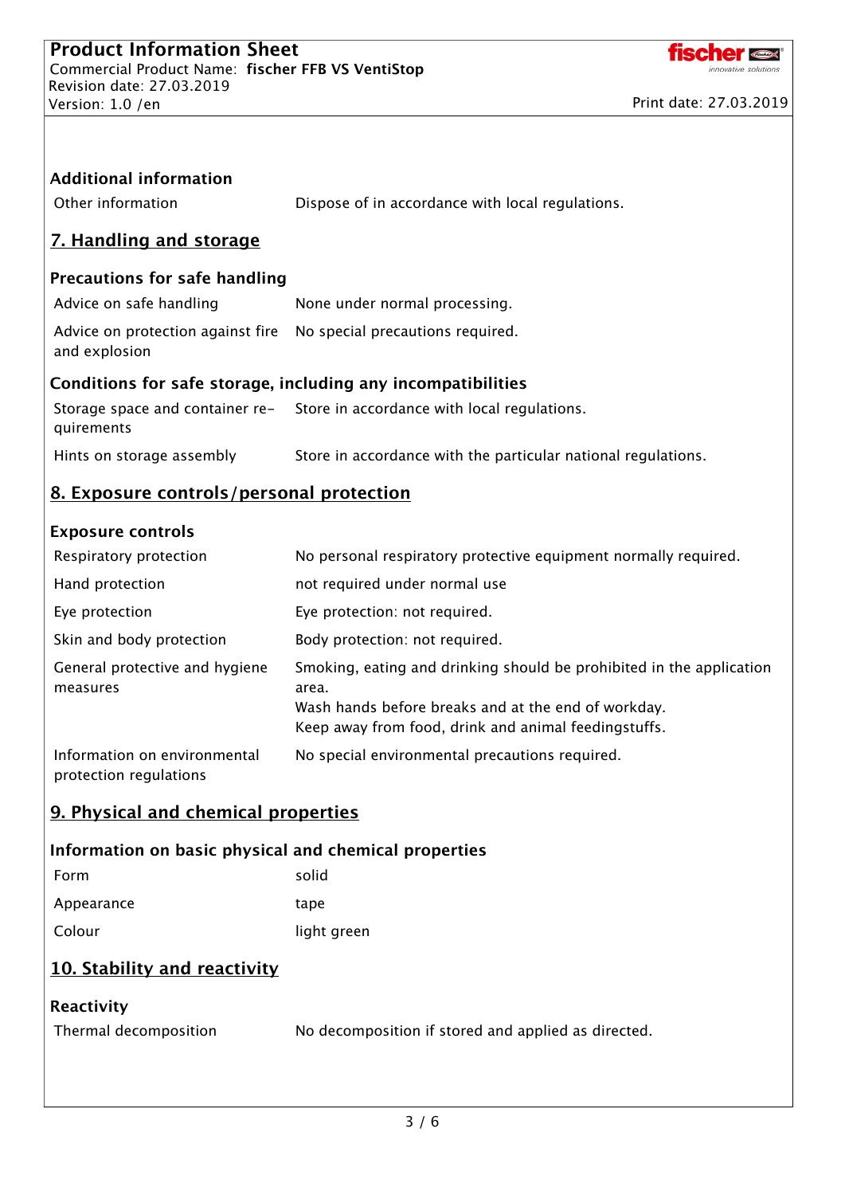### Additional information

| | |
|---|---|
| Other information | Dispose of in accordance with local regulations. |

## 7. Handling and storage

### Precautions for safe handling

| | |
|---|---|
| Advice on safe handling | None under normal processing. |
| Advice on protection against fire and explosion | No special precautions required. |

### Conditions for safe storage, including any incompatibilities

| | |
|---|---|
| Storage space and container requirements | Store in accordance with local regulations. |
| Hints on storage assembly | Store in accordance with the particular national regulations. |

## 8. Exposure controls/personal protection

### Exposure controls

| | |
|---|---|
| Respiratory protection | No personal respiratory protective equipment normally required. |
| Hand protection | not required under normal use |
| Eye protection | Eye protection: not required. |
| Skin and body protection | Body protection: not required. |
| General protective and hygiene measures | Smoking, eating and drinking should be prohibited in the application area.<br>Wash hands before breaks and at the end of workday.<br>Keep away from food, drink and animal feedingstuffs. |
| Information on environmental protection regulations | No special environmental precautions required. |

## 9. Physical and chemical properties

### Information on basic physical and chemical properties

| | |
|---|---|
| Form | solid |
| Appearance | tape |
| Colour | light green |

## 10. Stability and reactivity

### Reactivity

| | |
|---|---|
| Thermal decomposition | No decomposition if stored and applied as directed. |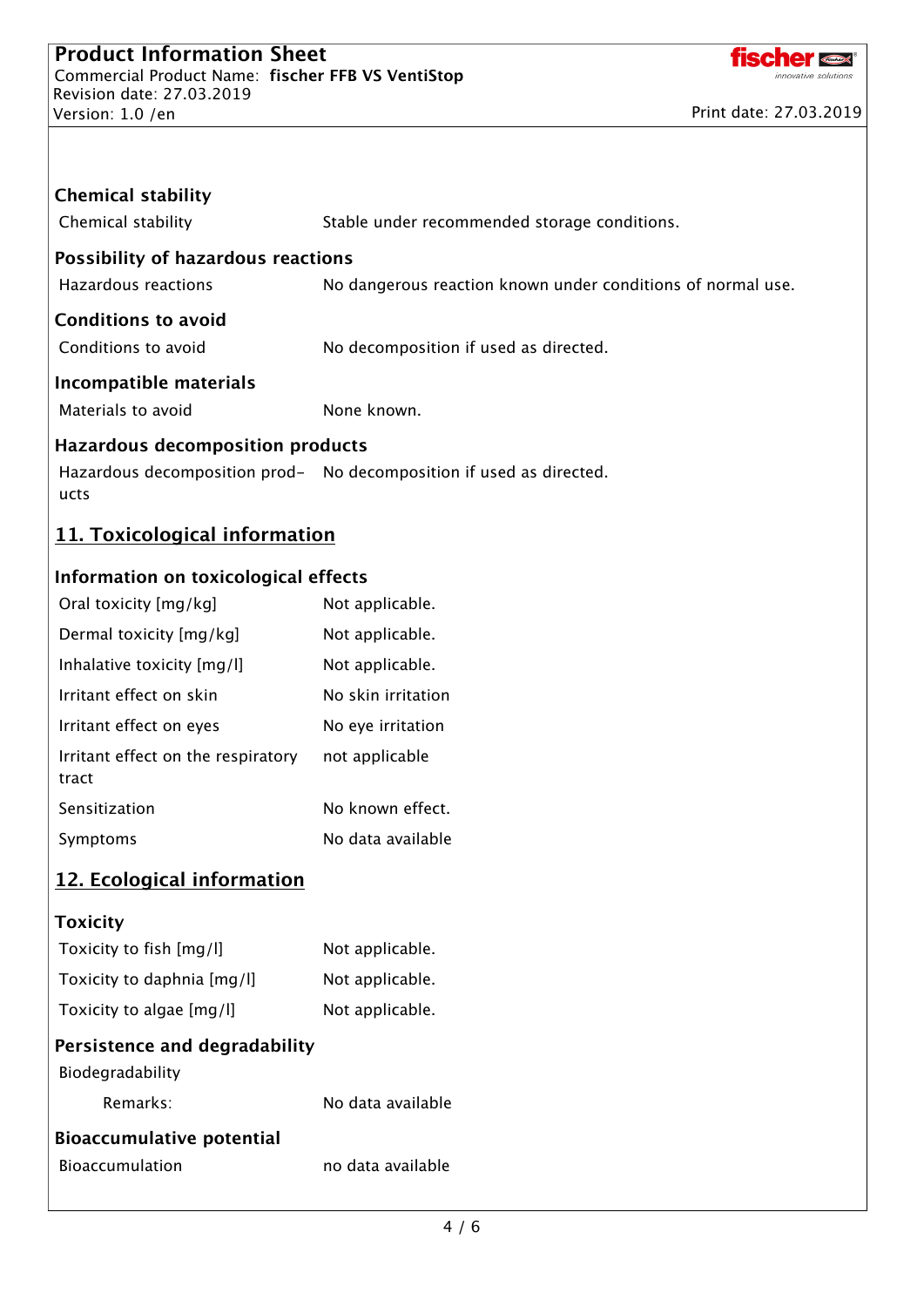### Chemical stability

| | |
|---|---|
| Chemical stability | Stable under recommended storage conditions. |

### Possibility of hazardous reactions

| | |
|---|---|
| Hazardous reactions | No dangerous reaction known under conditions of normal use. |

### Conditions to avoid

| | |
|---|---|
| Conditions to avoid | No decomposition if used as directed. |

### Incompatible materials

| | |
|---|---|
| Materials to avoid | None known. |

### Hazardous decomposition products

| | |
|---|---|
| Hazardous decomposition products | No decomposition if used as directed. |

## 11. Toxicological information

### Information on toxicological effects

| | |
|---|---|
| Oral toxicity [mg/kg] | Not applicable. |
| Dermal toxicity [mg/kg] | Not applicable. |
| Inhalative toxicity [mg/l] | Not applicable. |
| Irritant effect on skin | No skin irritation |
| Irritant effect on eyes | No eye irritation |
| Irritant effect on the respiratory tract | not applicable |
| Sensitization | No known effect. |
| Symptoms | No data available |

## 12. Ecological information

### Toxicity

| | |
|---|---|
| Toxicity to fish [mg/l] | Not applicable. |
| Toxicity to daphnia [mg/l] | Not applicable. |
| Toxicity to algae [mg/l] | Not applicable. |

### Persistence and degradability

Biodegradability

| | |
|---|---|
| Remarks: | No data available |

### Bioaccumulative potential

| | |
|---|---|
| Bioaccumulation | no data available |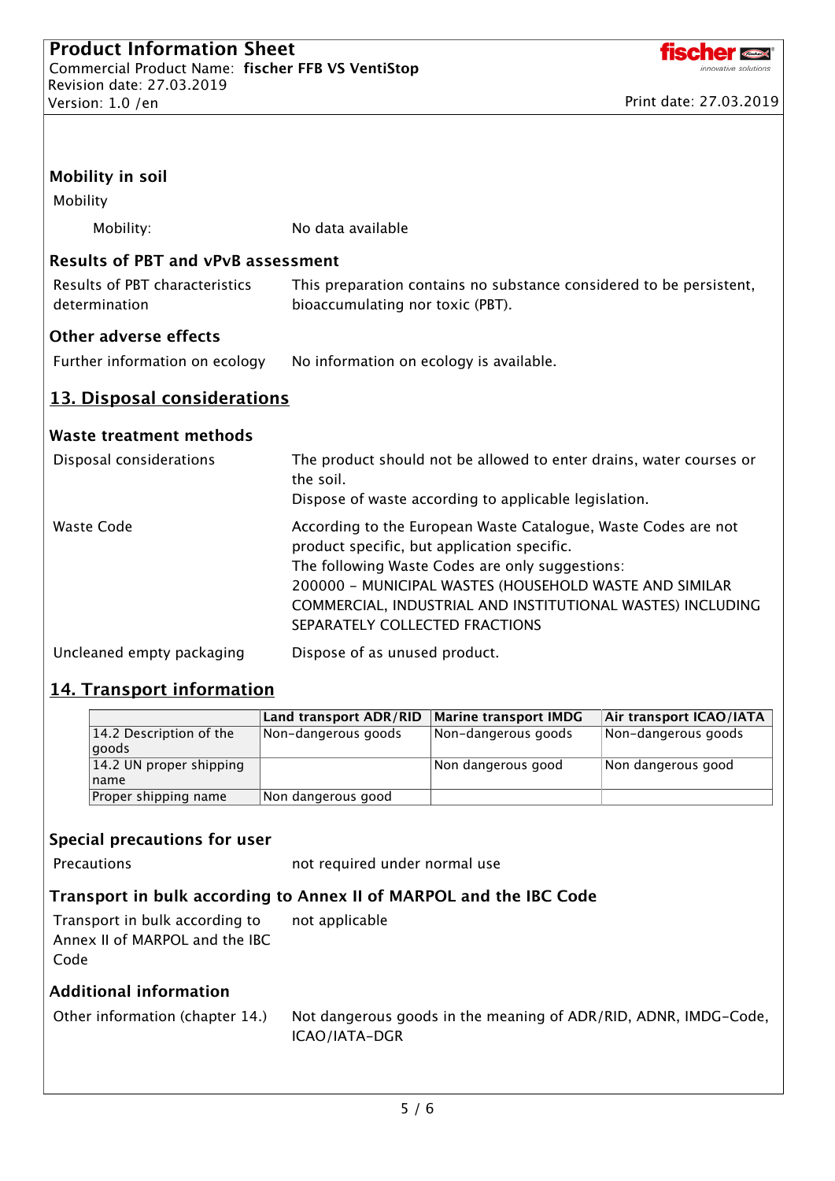### Mobility in soil

Mobility

Mobility: No data available

### Results of PBT and vPvB assessment

Results of PBT characteristics determination: This preparation contains no substance considered to be persistent, bioaccumulating nor toxic (PBT).

### Other adverse effects

Further information on ecology: No information on ecology is available.

## 13. Disposal considerations

### Waste treatment methods

Disposal considerations: The product should not be allowed to enter drains, water courses or the soil.
Dispose of waste according to applicable legislation.

Waste Code: According to the European Waste Catalogue, Waste Codes are not product specific, but application specific.
The following Waste Codes are only suggestions:
200000 - MUNICIPAL WASTES (HOUSEHOLD WASTE AND SIMILAR COMMERCIAL, INDUSTRIAL AND INSTITUTIONAL WASTES) INCLUDING SEPARATELY COLLECTED FRACTIONS

Uncleaned empty packaging: Dispose of as unused product.

## 14. Transport information

| | Land transport ADR/RID | Marine transport IMDG | Air transport ICAO/IATA |
|---|---|---|---|
| 14.2 Description of the goods | Non-dangerous goods | Non-dangerous goods | Non-dangerous goods |
| 14.2 UN proper shipping name | | Non dangerous good | Non dangerous good |
| Proper shipping name | Non dangerous good | | |

### Special precautions for user

Precautions: not required under normal use

### Transport in bulk according to Annex II of MARPOL and the IBC Code

Transport in bulk according to Annex II of MARPOL and the IBC Code: not applicable

### Additional information

Other information (chapter 14.): Not dangerous goods in the meaning of ADR/RID, ADNR, IMDG-Code, ICAO/IATA-DGR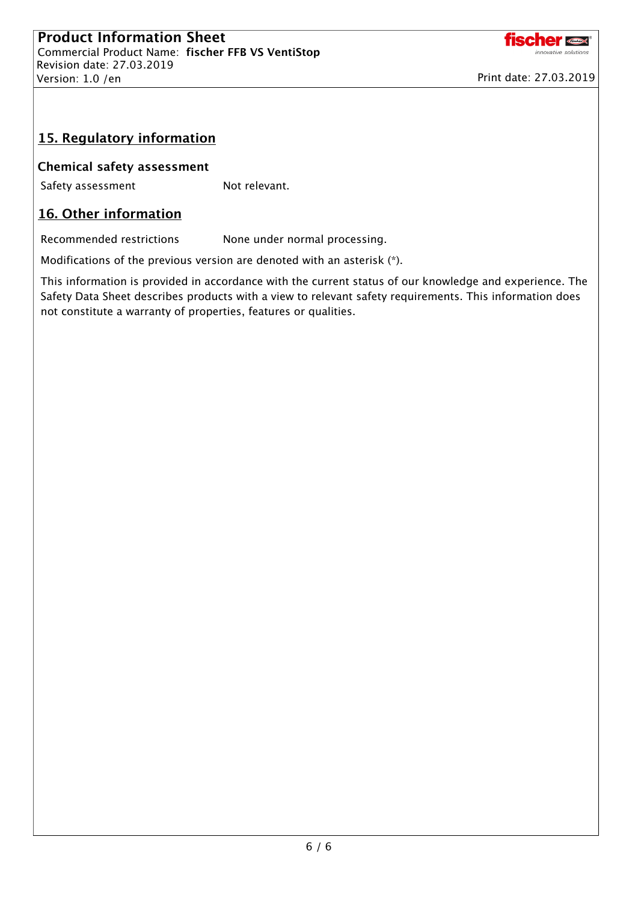## 15. Regulatory information

### Chemical safety assessment

| | |
|---|---|
| Safety assessment | Not relevant. |

## 16. Other information

| | |
|---|---|
| Recommended restrictions | None under normal processing. |

Modifications of the previous version are denoted with an asterisk (*).

This information is provided in accordance with the current status of our knowledge and experience. The Safety Data Sheet describes products with a view to relevant safety requirements. This information does not constitute a warranty of properties, features or qualities.